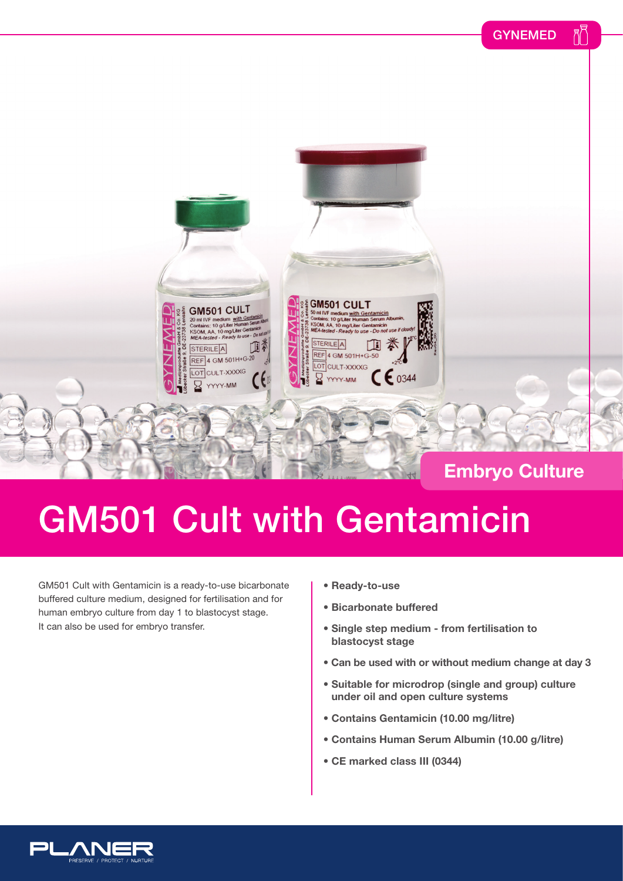GYNEMED

Embryo Culture

# GM501 Cult with Gentamicin

GM501 Cult with Gentamicin is a ready-to-use bicarbonate buffered culture medium, designed for fertilisation and for human embryo culture from day 1 to blastocyst stage. It can also be used for embryo transfer.

- **Ready-to-use**
- **Bicarbonate buffered**
- **Single step medium - from fertilisation to blastocyst stage**
- **Can be used with or without medium change at day 3**
- **Suitable for microdrop (single and group) culture under oil and open culture systems**
- **Contains Gentamicin (10.00 mg/litre)**
- **Contains Human Serum Albumin (10.00 g/litre)**
- **CE marked class III (0344)**

PLANER
PRESERVE / PROTECT / NURTURE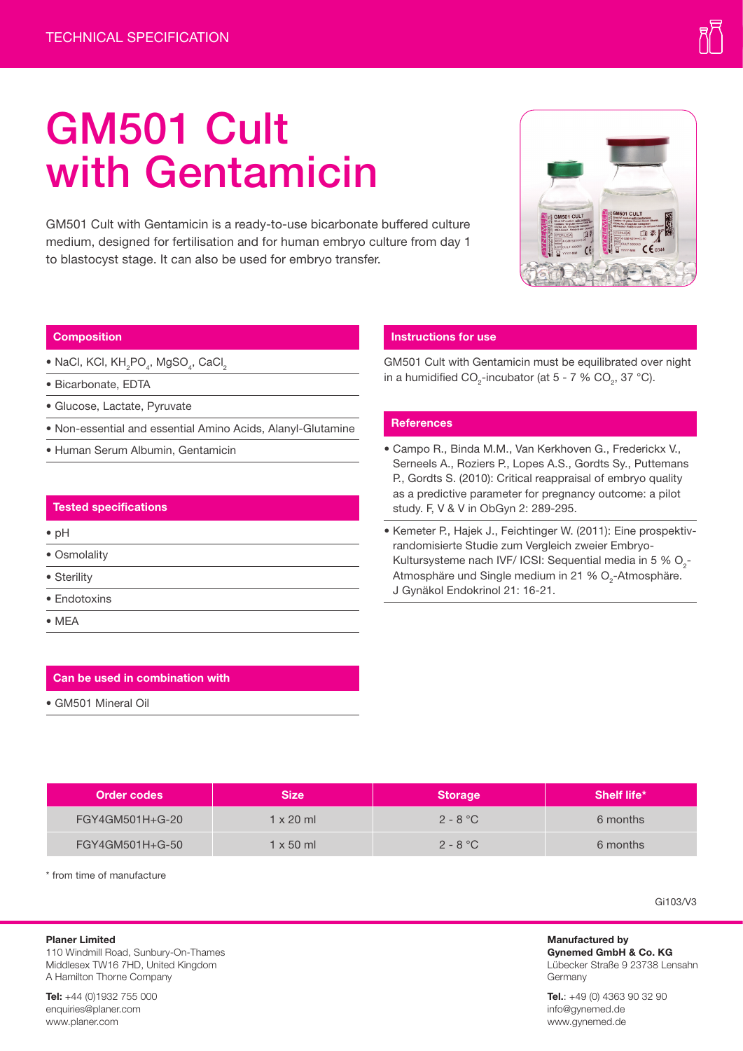TECHNICAL SPECIFICATION

# GM501 Cult with Gentamicin

GM501 Cult with Gentamicin is a ready-to-use bicarbonate buffered culture medium, designed for fertilisation and for human embryo culture from day 1 to blastocyst stage. It can also be used for embryo transfer.

## Composition

- NaCl, KCl, $KH_2PO_4$, $MgSO_4$, $CaCl_2$
- Bicarbonate, EDTA
- Glucose, Lactate, Pyruvate
- Non-essential and essential Amino Acids, Alanyl-Glutamine
- Human Serum Albumin, Gentamicin

## Tested specifications

- pH
- Osmolality
- Sterility
- Endotoxins
- MEA

## Can be used in combination with

- GM501 Mineral Oil

## Instructions for use

GM501 Cult with Gentamicin must be equilibrated over night in a humidified $CO_2$-incubator (at 5 - 7 % $CO_2$, 37 °C).

## References

- Campo R., Binda M.M., Van Kerkhoven G., Frederickx V., Serneels A., Roziers P., Lopes A.S., Gordts Sy., Puttemans P., Gordts S. (2010): Critical reappraisal of embryo quality as a predictive parameter for pregnancy outcome: a pilot study. F, V & V in ObGyn 2: 289-295.
- Kemeter P., Hajek J., Feichtinger W. (2011): Eine prospektiv-randomisierte Studie zum Vergleich zweier Embryo-Kultursysteme nach IVF/ ICSI: Sequential media in 5 % $O_2$-Atmosphäre und Single medium in 21 % $O_2$-Atmosphäre. J Gynäkol Endokrinol 21: 16-21.

| Order codes | Size | Storage | Shelf life* |
|---|---|---|---|
| FGY4GM501H+G-20 | 1 x 20 ml | 2 - 8 °C | 6 months |
| FGY4GM501H+G-50 | 1 x 50 ml | 2 - 8 °C | 6 months |

\* from time of manufacture

Gi103/V3

**Planer Limited**
110 Windmill Road, Sunbury-On-Thames
Middlesex TW16 7HD, United Kingdom
A Hamilton Thorne Company

**Tel:** +44 (0)1932 755 000
enquiries@planer.com
www.planer.com

**Manufactured by**
**Gynemed GmbH & Co. KG**
Lübecker Straße 9 23738 Lensahn
Germany

**Tel.**: +49 (0) 4363 90 32 90
info@gynemed.de
www.gynemed.de